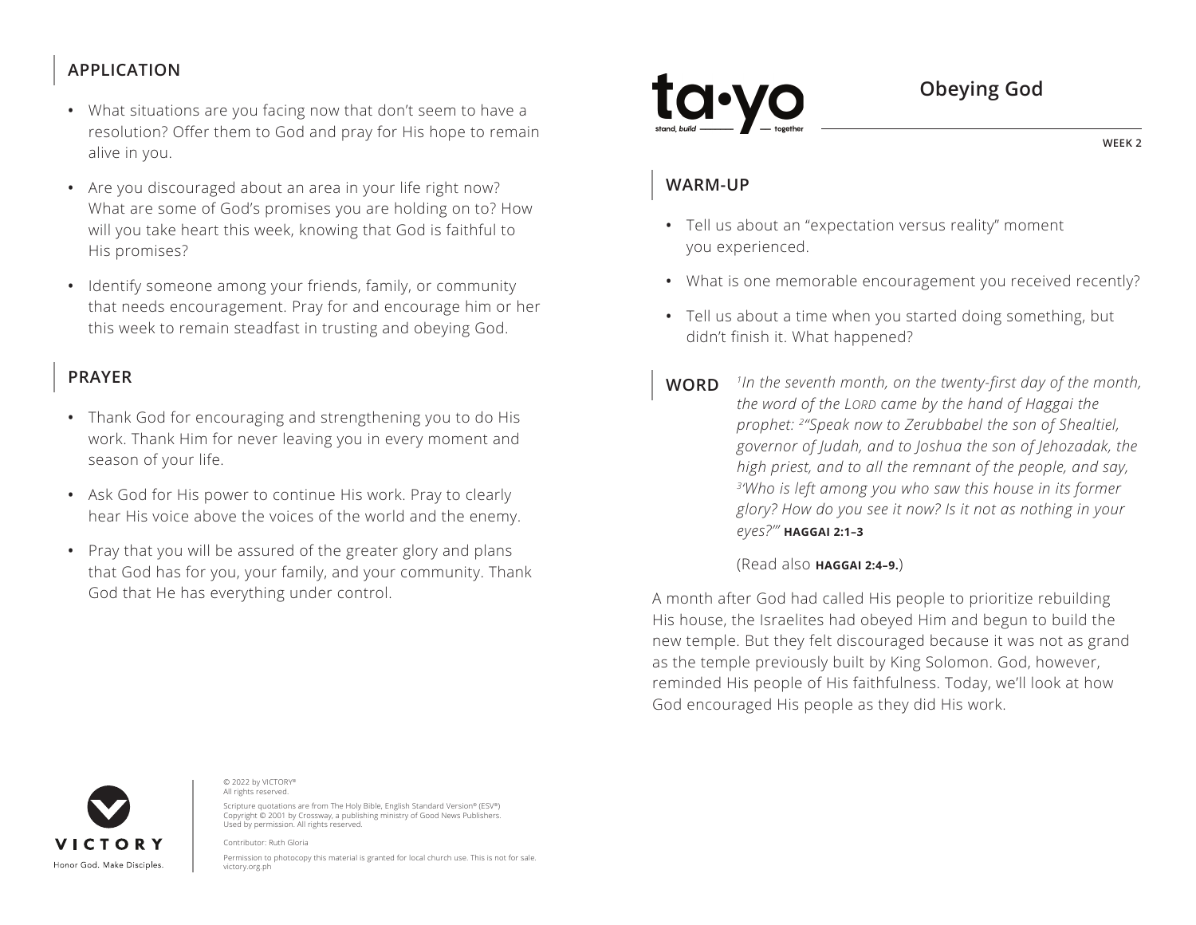# Obeying God

WEEK 2

## WARM-UP

- Tell us about an "expectation versus reality" moment you experienced.
- What is one memorable encouragement you received recently?
- Tell us about a time when you started doing something, but didn't finish it. What happened?

## WORD

*[1]In the seventh month, on the twenty-first day of the month, the word of the LORD came by the hand of Haggai the prophet: [2]"Speak now to Zerubbabel the son of Shealtiel, governor of Judah, and to Joshua the son of Jehozadak, the high priest, and to all the remnant of the people, and say, [3]'Who is left among you who saw this house in its former glory? How do you see it now? Is it not as nothing in your eyes?'"* **HAGGAI 2:1–3**

(Read also **HAGGAI 2:4–9.**)

A month after God had called His people to prioritize rebuilding His house, the Israelites had obeyed Him and begun to build the new temple. But they felt discouraged because it was not as grand as the temple previously built by King Solomon. God, however, reminded His people of His faithfulness. Today, we'll look at how God encouraged His people as they did His work.

## APPLICATION

- What situations are you facing now that don't seem to have a resolution? Offer them to God and pray for His hope to remain alive in you.
- Are you discouraged about an area in your life right now? What are some of God's promises you are holding on to? How will you take heart this week, knowing that God is faithful to His promises?
- Identify someone among your friends, family, or community that needs encouragement. Pray for and encourage him or her this week to remain steadfast in trusting and obeying God.

## PRAYER

- Thank God for encouraging and strengthening you to do His work. Thank Him for never leaving you in every moment and season of your life.
- Ask God for His power to continue His work. Pray to clearly hear His voice above the voices of the world and the enemy.
- Pray that you will be assured of the greater glory and plans that God has for you, your family, and your community. Thank God that He has everything under control.

© 2022 by VICTORY®
All rights reserved.

Scripture quotations are from The Holy Bible, English Standard Version® (ESV®) Copyright © 2001 by Crossway, a publishing ministry of Good News Publishers. Used by permission. All rights reserved.

Contributor: Ruth Gloria

Permission to photocopy this material is granted for local church use. This is not for sale.
victory.org.ph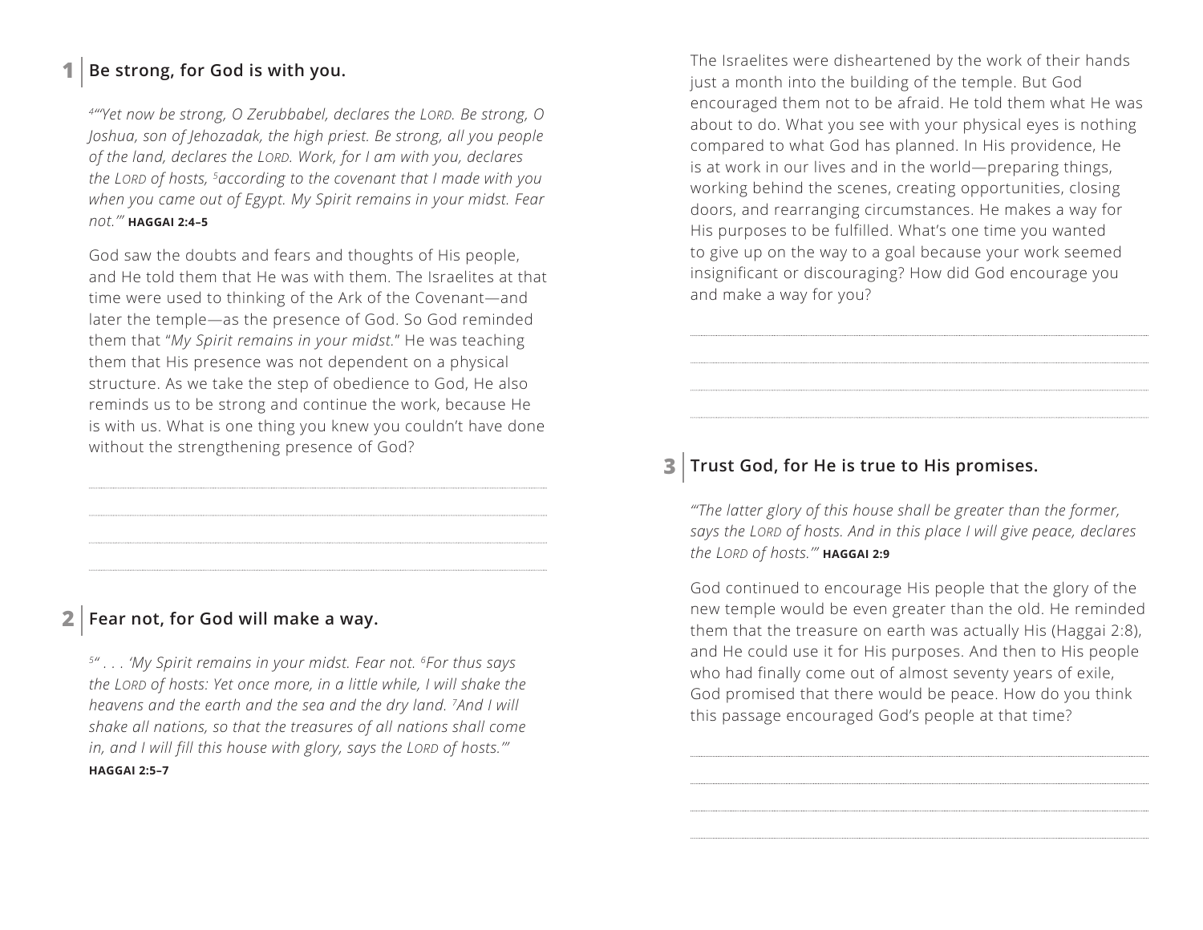## 1 | Be strong, for God is with you.

*[4]"'Yet now be strong, O Zerubbabel, declares the LORD. Be strong, O Joshua, son of Jehozadak, the high priest. Be strong, all you people of the land, declares the LORD. Work, for I am with you, declares the LORD of hosts, [5]according to the covenant that I made with you when you came out of Egypt. My Spirit remains in your midst. Fear not.'"* **HAGGAI 2:4–5**

God saw the doubts and fears and thoughts of His people, and He told them that He was with them. The Israelites at that time were used to thinking of the Ark of the Covenant—and later the temple—as the presence of God. So God reminded them that "*My Spirit remains in your midst.*" He was teaching them that His presence was not dependent on a physical structure. As we take the step of obedience to God, He also reminds us to be strong and continue the work, because He is with us. What is one thing you knew you couldn't have done without the strengthening presence of God?

## 2 | Fear not, for God will make a way.

*[5]" . . . 'My Spirit remains in your midst. Fear not. [6]For thus says the LORD of hosts: Yet once more, in a little while, I will shake the heavens and the earth and the sea and the dry land. [7]And I will shake all nations, so that the treasures of all nations shall come in, and I will fill this house with glory, says the LORD of hosts.'"* **HAGGAI 2:5–7**

The Israelites were disheartened by the work of their hands just a month into the building of the temple. But God encouraged them not to be afraid. He told them what He was about to do. What you see with your physical eyes is nothing compared to what God has planned. In His providence, He is at work in our lives and in the world—preparing things, working behind the scenes, creating opportunities, closing doors, and rearranging circumstances. He makes a way for His purposes to be fulfilled. What's one time you wanted to give up on the way to a goal because your work seemed insignificant or discouraging? How did God encourage you and make a way for you?

## 3 | Trust God, for He is true to His promises.

*"'The latter glory of this house shall be greater than the former, says the LORD of hosts. And in this place I will give peace, declares the LORD of hosts.'"* **HAGGAI 2:9**

God continued to encourage His people that the glory of the new temple would be even greater than the old. He reminded them that the treasure on earth was actually His (Haggai 2:8), and He could use it for His purposes. And then to His people who had finally come out of almost seventy years of exile, God promised that there would be peace. How do you think this passage encouraged God's people at that time?